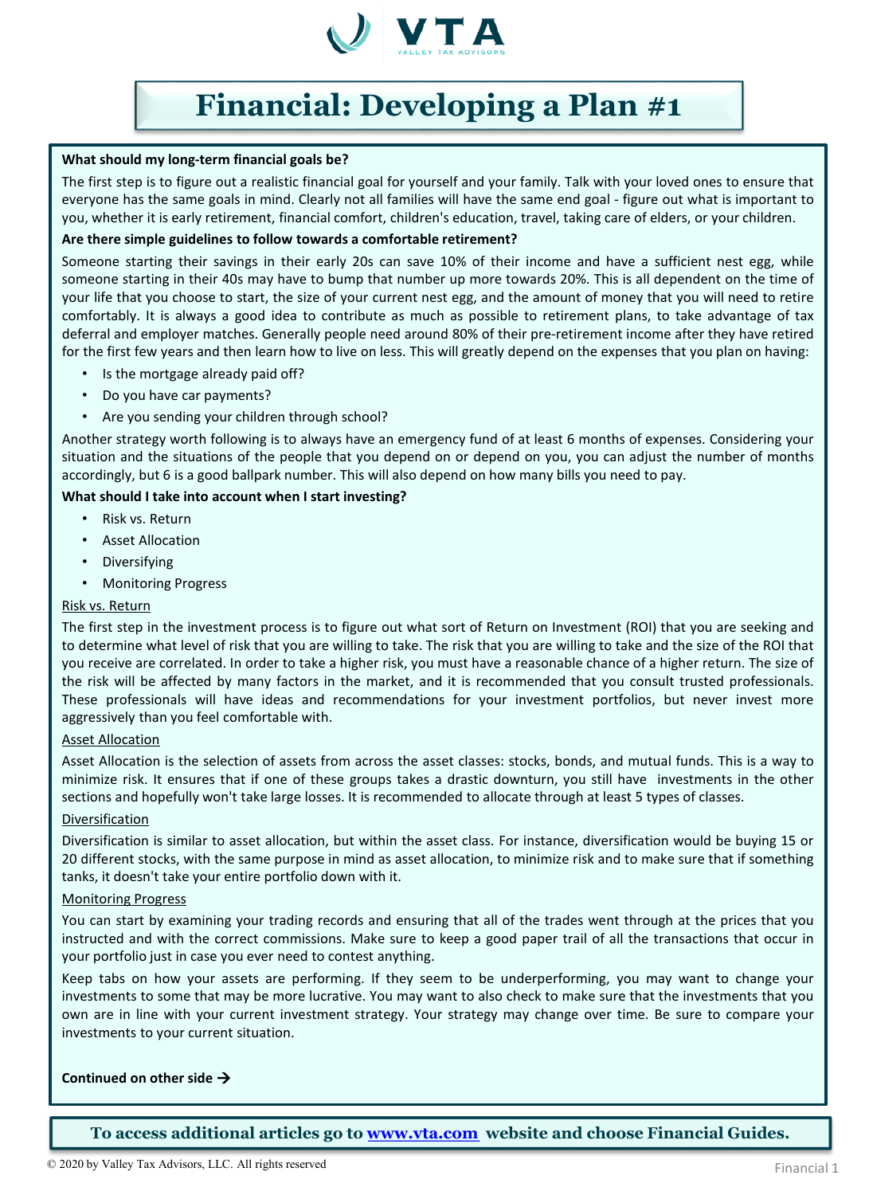# Financial: Developing a Plan #1

**What should my long-term financial goals be?**

The first step is to figure out a realistic financial goal for yourself and your family. Talk with your loved ones to ensure that everyone has the same goals in mind. Clearly not all families will have the same end goal - figure out what is important to you, whether it is early retirement, financial comfort, children's education, travel, taking care of elders, or your children.

**Are there simple guidelines to follow towards a comfortable retirement?**

Someone starting their savings in their early 20s can save 10% of their income and have a sufficient nest egg, while someone starting in their 40s may have to bump that number up more towards 20%. This is all dependent on the time of your life that you choose to start, the size of your current nest egg, and the amount of money that you will need to retire comfortably. It is always a good idea to contribute as much as possible to retirement plans, to take advantage of tax deferral and employer matches. Generally people need around 80% of their pre-retirement income after they have retired for the first few years and then learn how to live on less. This will greatly depend on the expenses that you plan on having:

- Is the mortgage already paid off?
- Do you have car payments?
- Are you sending your children through school?

Another strategy worth following is to always have an emergency fund of at least 6 months of expenses. Considering your situation and the situations of the people that you depend on or depend on you, you can adjust the number of months accordingly, but 6 is a good ballpark number. This will also depend on how many bills you need to pay.

**What should I take into account when I start investing?**

- Risk vs. Return
- Asset Allocation
- Diversifying
- Monitoring Progress

Risk vs. Return

The first step in the investment process is to figure out what sort of Return on Investment (ROI) that you are seeking and to determine what level of risk that you are willing to take. The risk that you are willing to take and the size of the ROI that you receive are correlated. In order to take a higher risk, you must have a reasonable chance of a higher return. The size of the risk will be affected by many factors in the market, and it is recommended that you consult trusted professionals. These professionals will have ideas and recommendations for your investment portfolios, but never invest more aggressively than you feel comfortable with.

Asset Allocation

Asset Allocation is the selection of assets from across the asset classes: stocks, bonds, and mutual funds. This is a way to minimize risk. It ensures that if one of these groups takes a drastic downturn, you still have investments in the other sections and hopefully won't take large losses. It is recommended to allocate through at least 5 types of classes.

Diversification

Diversification is similar to asset allocation, but within the asset class. For instance, diversification would be buying 15 or 20 different stocks, with the same purpose in mind as asset allocation, to minimize risk and to make sure that if something tanks, it doesn't take your entire portfolio down with it.

Monitoring Progress

You can start by examining your trading records and ensuring that all of the trades went through at the prices that you instructed and with the correct commissions. Make sure to keep a good paper trail of all the transactions that occur in your portfolio just in case you ever need to contest anything.

Keep tabs on how your assets are performing. If they seem to be underperforming, you may want to change your investments to some that may be more lucrative. You may want to also check to make sure that the investments that you own are in line with your current investment strategy. Your strategy may change over time. Be sure to compare your investments to your current situation.

**Continued on other side →**

**To access additional articles go to www.vta.com website and choose Financial Guides.**

© 2020 by Valley Tax Advisors, LLC. All rights reserved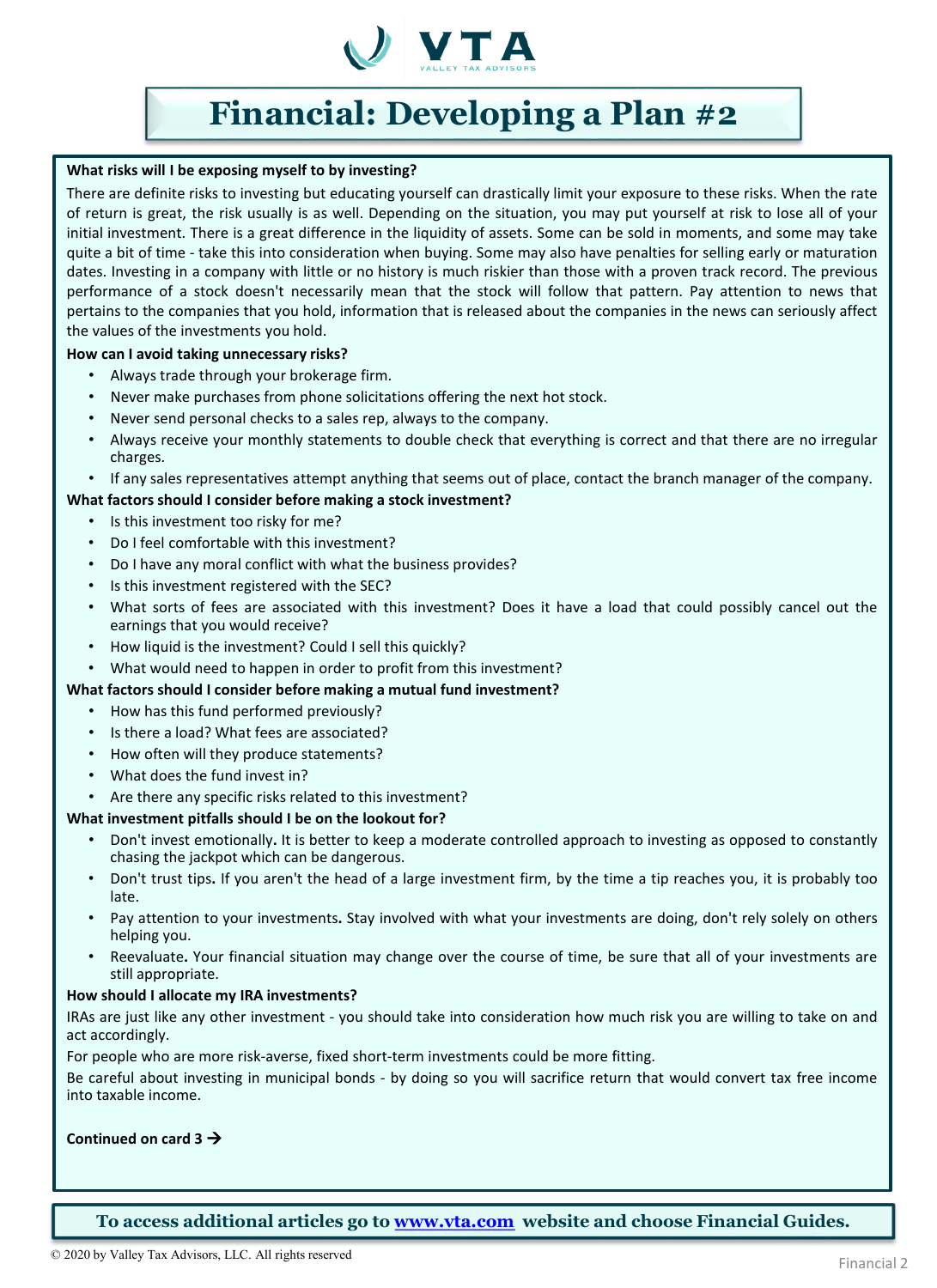# Financial: Developing a Plan #2

**What risks will I be exposing myself to by investing?**

There are definite risks to investing but educating yourself can drastically limit your exposure to these risks. When the rate of return is great, the risk usually is as well. Depending on the situation, you may put yourself at risk to lose all of your initial investment. There is a great difference in the liquidity of assets. Some can be sold in moments, and some may take quite a bit of time - take this into consideration when buying. Some may also have penalties for selling early or maturation dates. Investing in a company with little or no history is much riskier than those with a proven track record. The previous performance of a stock doesn't necessarily mean that the stock will follow that pattern. Pay attention to news that pertains to the companies that you hold, information that is released about the companies in the news can seriously affect the values of the investments you hold.

**How can I avoid taking unnecessary risks?**

- Always trade through your brokerage firm.
- Never make purchases from phone solicitations offering the next hot stock.
- Never send personal checks to a sales rep, always to the company.
- Always receive your monthly statements to double check that everything is correct and that there are no irregular charges.
- If any sales representatives attempt anything that seems out of place, contact the branch manager of the company.

**What factors should I consider before making a stock investment?**

- Is this investment too risky for me?
- Do I feel comfortable with this investment?
- Do I have any moral conflict with what the business provides?
- Is this investment registered with the SEC?
- What sorts of fees are associated with this investment? Does it have a load that could possibly cancel out the earnings that you would receive?
- How liquid is the investment? Could I sell this quickly?
- What would need to happen in order to profit from this investment?

**What factors should I consider before making a mutual fund investment?**

- How has this fund performed previously?
- Is there a load? What fees are associated?
- How often will they produce statements?
- What does the fund invest in?
- Are there any specific risks related to this investment?

**What investment pitfalls should I be on the lookout for?**

- Don't invest emotionally**.** It is better to keep a moderate controlled approach to investing as opposed to constantly chasing the jackpot which can be dangerous.
- Don't trust tips**.** If you aren't the head of a large investment firm, by the time a tip reaches you, it is probably too late.
- Pay attention to your investments**.** Stay involved with what your investments are doing, don't rely solely on others helping you.
- Reevaluate**.** Your financial situation may change over the course of time, be sure that all of your investments are still appropriate.

**How should I allocate my IRA investments?**

IRAs are just like any other investment - you should take into consideration how much risk you are willing to take on and act accordingly.

For people who are more risk-averse, fixed short-term investments could be more fitting.

Be careful about investing in municipal bonds - by doing so you will sacrifice return that would convert tax free income into taxable income.

**Continued on card 3 →**

**To access additional articles go to [www.vta.com](http://www.vta.com) website and choose Financial Guides.**

© 2020 by Valley Tax Advisors, LLC. All rights reserved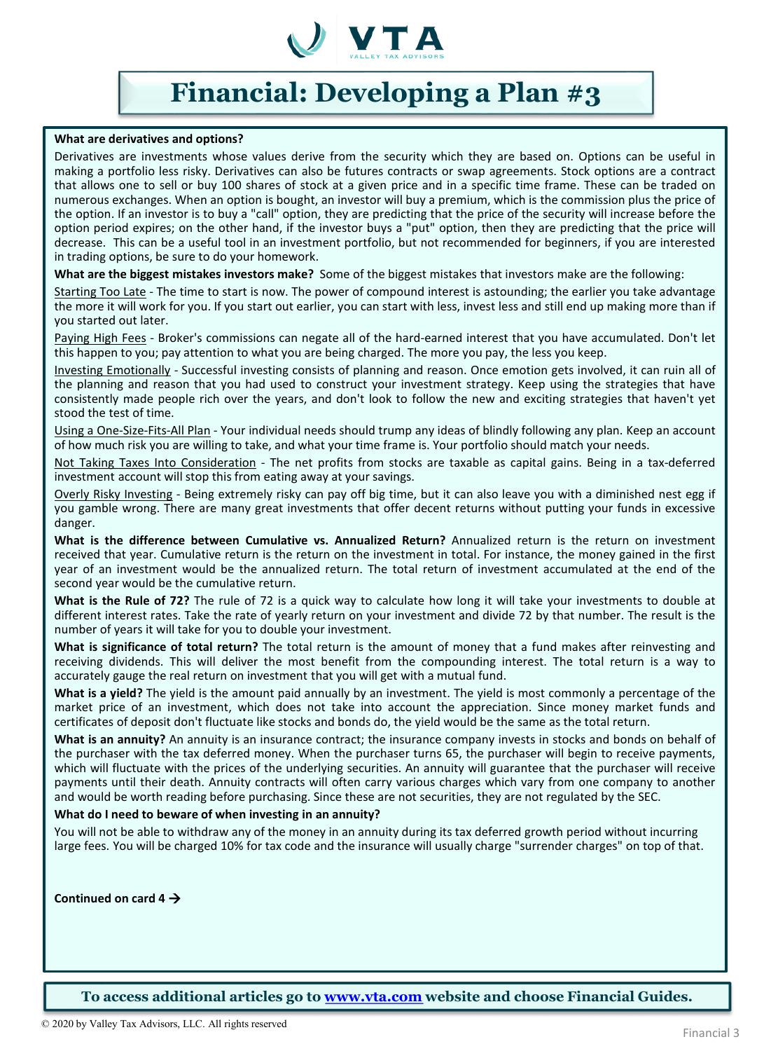# Financial: Developing a Plan #3

**What are derivatives and options?**

Derivatives are investments whose values derive from the security which they are based on. Options can be useful in making a portfolio less risky. Derivatives can also be futures contracts or swap agreements. Stock options are a contract that allows one to sell or buy 100 shares of stock at a given price and in a specific time frame. These can be traded on numerous exchanges. When an option is bought, an investor will buy a premium, which is the commission plus the price of the option. If an investor is to buy a "call" option, they are predicting that the price of the security will increase before the option period expires; on the other hand, if the investor buys a "put" option, then they are predicting that the price will decrease. This can be a useful tool in an investment portfolio, but not recommended for beginners, if you are interested in trading options, be sure to do your homework.

**What are the biggest mistakes investors make?** Some of the biggest mistakes that investors make are the following:

Starting Too Late - The time to start is now. The power of compound interest is astounding; the earlier you take advantage the more it will work for you. If you start out earlier, you can start with less, invest less and still end up making more than if you started out later.

Paying High Fees - Broker's commissions can negate all of the hard-earned interest that you have accumulated. Don't let this happen to you; pay attention to what you are being charged. The more you pay, the less you keep.

Investing Emotionally - Successful investing consists of planning and reason. Once emotion gets involved, it can ruin all of the planning and reason that you had used to construct your investment strategy. Keep using the strategies that have consistently made people rich over the years, and don't look to follow the new and exciting strategies that haven't yet stood the test of time.

Using a One-Size-Fits-All Plan - Your individual needs should trump any ideas of blindly following any plan. Keep an account of how much risk you are willing to take, and what your time frame is. Your portfolio should match your needs.

Not Taking Taxes Into Consideration - The net profits from stocks are taxable as capital gains. Being in a tax-deferred investment account will stop this from eating away at your savings.

Overly Risky Investing - Being extremely risky can pay off big time, but it can also leave you with a diminished nest egg if you gamble wrong. There are many great investments that offer decent returns without putting your funds in excessive danger.

**What is the difference between Cumulative vs. Annualized Return?** Annualized return is the return on investment received that year. Cumulative return is the return on the investment in total. For instance, the money gained in the first year of an investment would be the annualized return. The total return of investment accumulated at the end of the second year would be the cumulative return.

**What is the Rule of 72?** The rule of 72 is a quick way to calculate how long it will take your investments to double at different interest rates. Take the rate of yearly return on your investment and divide 72 by that number. The result is the number of years it will take for you to double your investment.

**What is significance of total return?** The total return is the amount of money that a fund makes after reinvesting and receiving dividends. This will deliver the most benefit from the compounding interest. The total return is a way to accurately gauge the real return on investment that you will get with a mutual fund.

**What is a yield?** The yield is the amount paid annually by an investment. The yield is most commonly a percentage of the market price of an investment, which does not take into account the appreciation. Since money market funds and certificates of deposit don't fluctuate like stocks and bonds do, the yield would be the same as the total return.

**What is an annuity?** An annuity is an insurance contract; the insurance company invests in stocks and bonds on behalf of the purchaser with the tax deferred money. When the purchaser turns 65, the purchaser will begin to receive payments, which will fluctuate with the prices of the underlying securities. An annuity will guarantee that the purchaser will receive payments until their death. Annuity contracts will often carry various charges which vary from one company to another and would be worth reading before purchasing. Since these are not securities, they are not regulated by the SEC.

**What do I need to beware of when investing in an annuity?**

You will not be able to withdraw any of the money in an annuity during its tax deferred growth period without incurring large fees. You will be charged 10% for tax code and the insurance will usually charge "surrender charges" on top of that.

**Continued on card 4 →**

**To access additional articles go to [www.vta.com](http://www.vta.com) website and choose Financial Guides.**

© 2020 by Valley Tax Advisors, LLC. All rights reserved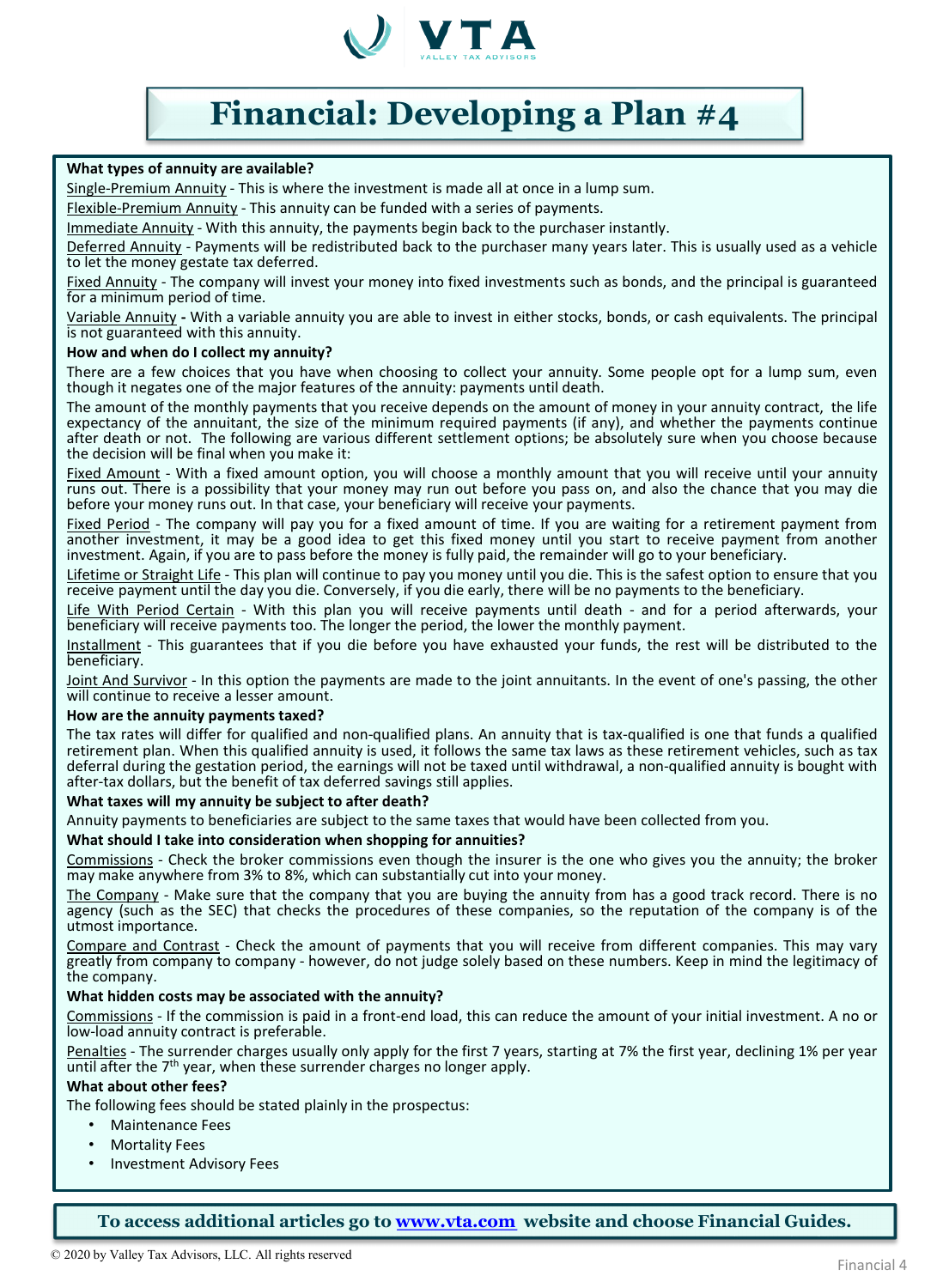# Financial: Developing a Plan #4

**What types of annuity are available?**

Single-Premium Annuity - This is where the investment is made all at once in a lump sum.

Flexible-Premium Annuity - This annuity can be funded with a series of payments.

Immediate Annuity - With this annuity, the payments begin back to the purchaser instantly.

Deferred Annuity - Payments will be redistributed back to the purchaser many years later. This is usually used as a vehicle to let the money gestate tax deferred.

Fixed Annuity - The company will invest your money into fixed investments such as bonds, and the principal is guaranteed for a minimum period of time.

Variable Annuity **-** With a variable annuity you are able to invest in either stocks, bonds, or cash equivalents. The principal is not guaranteed with this annuity.

**How and when do I collect my annuity?**

There are a few choices that you have when choosing to collect your annuity. Some people opt for a lump sum, even though it negates one of the major features of the annuity: payments until death.

The amount of the monthly payments that you receive depends on the amount of money in your annuity contract, the life expectancy of the annuitant, the size of the minimum required payments (if any), and whether the payments continue after death or not. The following are various different settlement options; be absolutely sure when you choose because the decision will be final when you make it:

Fixed Amount - With a fixed amount option, you will choose a monthly amount that you will receive until your annuity runs out. There is a possibility that your money may run out before you pass on, and also the chance that you may die before your money runs out. In that case, your beneficiary will receive your payments.

Fixed Period - The company will pay you for a fixed amount of time. If you are waiting for a retirement payment from another investment, it may be a good idea to get this fixed money until you start to receive payment from another investment. Again, if you are to pass before the money is fully paid, the remainder will go to your beneficiary.

Lifetime or Straight Life - This plan will continue to pay you money until you die. This is the safest option to ensure that you receive payment until the day you die. Conversely, if you die early, there will be no payments to the beneficiary.

Life With Period Certain - With this plan you will receive payments until death - and for a period afterwards, your beneficiary will receive payments too. The longer the period, the lower the monthly payment.

Installment - This guarantees that if you die before you have exhausted your funds, the rest will be distributed to the beneficiary.

Joint And Survivor - In this option the payments are made to the joint annuitants. In the event of one's passing, the other will continue to receive a lesser amount.

**How are the annuity payments taxed?**

The tax rates will differ for qualified and non-qualified plans. An annuity that is tax-qualified is one that funds a qualified retirement plan. When this qualified annuity is used, it follows the same tax laws as these retirement vehicles, such as tax deferral during the gestation period, the earnings will not be taxed until withdrawal, a non-qualified annuity is bought with after-tax dollars, but the benefit of tax deferred savings still applies.

**What taxes will my annuity be subject to after death?**

Annuity payments to beneficiaries are subject to the same taxes that would have been collected from you.

**What should I take into consideration when shopping for annuities?**

Commissions - Check the broker commissions even though the insurer is the one who gives you the annuity; the broker may make anywhere from 3% to 8%, which can substantially cut into your money.

The Company - Make sure that the company that you are buying the annuity from has a good track record. There is no agency (such as the SEC) that checks the procedures of these companies, so the reputation of the company is of the utmost importance.

Compare and Contrast - Check the amount of payments that you will receive from different companies. This may vary greatly from company to company - however, do not judge solely based on these numbers. Keep in mind the legitimacy of the company.

**What hidden costs may be associated with the annuity?**

Commissions - If the commission is paid in a front-end load, this can reduce the amount of your initial investment. A no or low-load annuity contract is preferable.

Penalties - The surrender charges usually only apply for the first 7 years, starting at 7% the first year, declining 1% per year until after the 7th year, when these surrender charges no longer apply.

**What about other fees?**

The following fees should be stated plainly in the prospectus:

- Maintenance Fees
- Mortality Fees
- Investment Advisory Fees

**To access additional articles go to www.vta.com website and choose Financial Guides.**

© 2020 by Valley Tax Advisors, LLC. All rights reserved